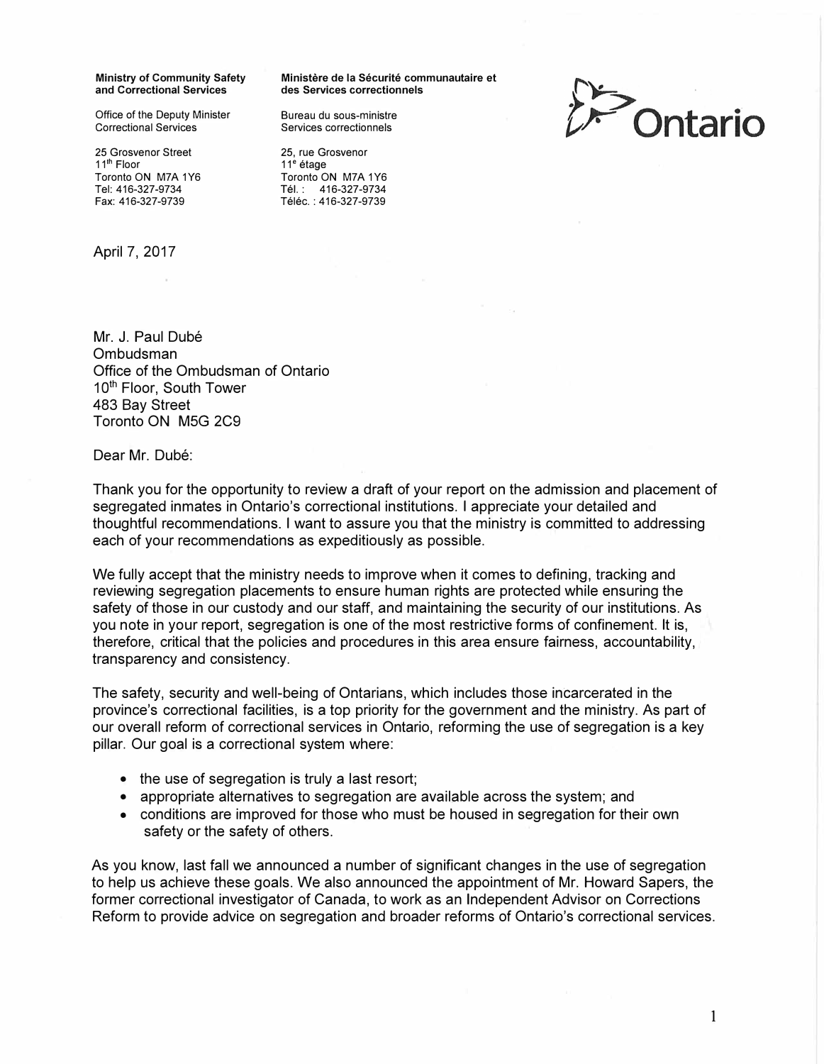**Ministry of Community Safety and Correctional Services**

Office of the Deputy Minister
Correctional Services

25 Grosvenor Street
11th Floor
Toronto ON M7A 1Y6
Tel: 416-327-9734
Fax: 416-327-9739

**Ministère de la Sécurité communautaire et des Services correctionnels**

Bureau du sous-ministre
Services correctionnels

25, rue Grosvenor
11e étage
Toronto ON M7A 1Y6
Tél. : 416-327-9734
Téléc. : 416-327-9739

Ontario

April 7, 2017

Mr. J. Paul Dubé
Ombudsman
Office of the Ombudsman of Ontario
10th Floor, South Tower
483 Bay Street
Toronto ON M5G 2C9

Dear Mr. Dubé:

Thank you for the opportunity to review a draft of your report on the admission and placement of segregated inmates in Ontario's correctional institutions. I appreciate your detailed and thoughtful recommendations. I want to assure you that the ministry is committed to addressing each of your recommendations as expeditiously as possible.

We fully accept that the ministry needs to improve when it comes to defining, tracking and reviewing segregation placements to ensure human rights are protected while ensuring the safety of those in our custody and our staff, and maintaining the security of our institutions. As you note in your report, segregation is one of the most restrictive forms of confinement. It is, therefore, critical that the policies and procedures in this area ensure fairness, accountability, transparency and consistency.

The safety, security and well-being of Ontarians, which includes those incarcerated in the province's correctional facilities, is a top priority for the government and the ministry. As part of our overall reform of correctional services in Ontario, reforming the use of segregation is a key pillar. Our goal is a correctional system where:

- the use of segregation is truly a last resort;
- appropriate alternatives to segregation are available across the system; and
- conditions are improved for those who must be housed in segregation for their own safety or the safety of others.

As you know, last fall we announced a number of significant changes in the use of segregation to help us achieve these goals. We also announced the appointment of Mr. Howard Sapers, the former correctional investigator of Canada, to work as an Independent Advisor on Corrections Reform to provide advice on segregation and broader reforms of Ontario's correctional services.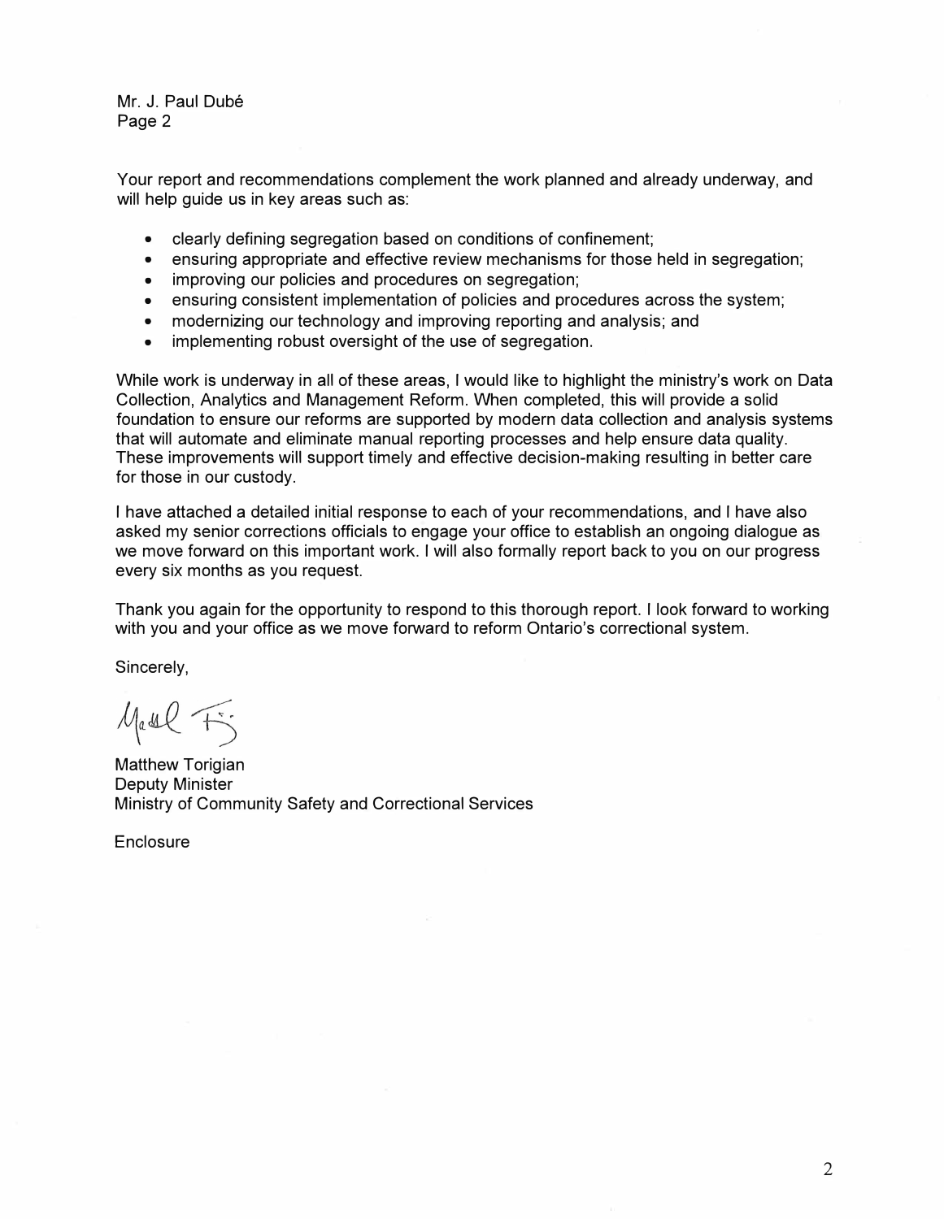Mr. J. Paul Dubé
Page 2

Your report and recommendations complement the work planned and already underway, and will help guide us in key areas such as:

- clearly defining segregation based on conditions of confinement;
- ensuring appropriate and effective review mechanisms for those held in segregation;
- improving our policies and procedures on segregation;
- ensuring consistent implementation of policies and procedures across the system;
- modernizing our technology and improving reporting and analysis; and
- implementing robust oversight of the use of segregation.

While work is underway in all of these areas, I would like to highlight the ministry's work on Data Collection, Analytics and Management Reform. When completed, this will provide a solid foundation to ensure our reforms are supported by modern data collection and analysis systems that will automate and eliminate manual reporting processes and help ensure data quality. These improvements will support timely and effective decision-making resulting in better care for those in our custody.

I have attached a detailed initial response to each of your recommendations, and I have also asked my senior corrections officials to engage your office to establish an ongoing dialogue as we move forward on this important work. I will also formally report back to you on our progress every six months as you request.

Thank you again for the opportunity to respond to this thorough report. I look forward to working with you and your office as we move forward to reform Ontario's correctional system.

Sincerely,

Matthew Torigian
Deputy Minister
Ministry of Community Safety and Correctional Services

Enclosure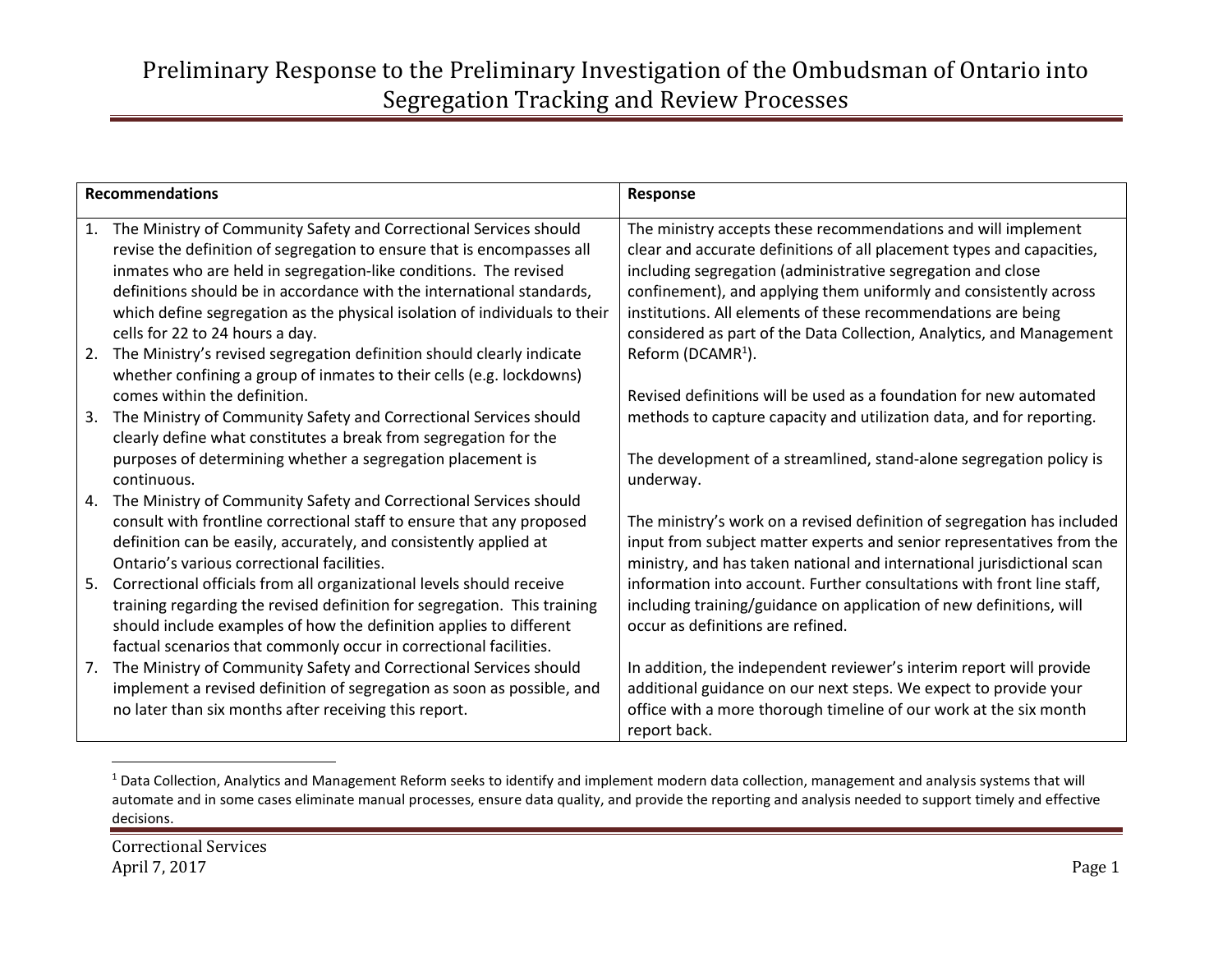# Preliminary Response to the Preliminary Investigation of the Ombudsman of Ontario into Segregation Tracking and Review Processes

| Recommendations | Response |
|---|---|
| 1. The Ministry of Community Safety and Correctional Services should revise the definition of segregation to ensure that is encompasses all inmates who are held in segregation-like conditions. The revised definitions should be in accordance with the international standards, which define segregation as the physical isolation of individuals to their cells for 22 to 24 hours a day.<br>2. The Ministry's revised segregation definition should clearly indicate whether confining a group of inmates to their cells (e.g. lockdowns) comes within the definition.<br>3. The Ministry of Community Safety and Correctional Services should clearly define what constitutes a break from segregation for the purposes of determining whether a segregation placement is continuous.<br>4. The Ministry of Community Safety and Correctional Services should consult with frontline correctional staff to ensure that any proposed definition can be easily, accurately, and consistently applied at Ontario's various correctional facilities.<br>5. Correctional officials from all organizational levels should receive training regarding the revised definition for segregation. This training should include examples of how the definition applies to different factual scenarios that commonly occur in correctional facilities.<br>7. The Ministry of Community Safety and Correctional Services should implement a revised definition of segregation as soon as possible, and no later than six months after receiving this report. | The ministry accepts these recommendations and will implement clear and accurate definitions of all placement types and capacities, including segregation (administrative segregation and close confinement), and applying them uniformly and consistently across institutions. All elements of these recommendations are being considered as part of the Data Collection, Analytics, and Management Reform (DCAMR[1]).<br><br>Revised definitions will be used as a foundation for new automated methods to capture capacity and utilization data, and for reporting.<br><br>The development of a streamlined, stand-alone segregation policy is underway.<br><br>The ministry's work on a revised definition of segregation has included input from subject matter experts and senior representatives from the ministry, and has taken national and international jurisdictional scan information into account. Further consultations with front line staff, including training/guidance on application of new definitions, will occur as definitions are refined.<br><br>In addition, the independent reviewer's interim report will provide additional guidance on our next steps. We expect to provide your office with a more thorough timeline of our work at the six month report back. |

[1] Data Collection, Analytics and Management Reform seeks to identify and implement modern data collection, management and analysis systems that will automate and in some cases eliminate manual processes, ensure data quality, and provide the reporting and analysis needed to support timely and effective decisions.

Correctional Services
April 7, 2017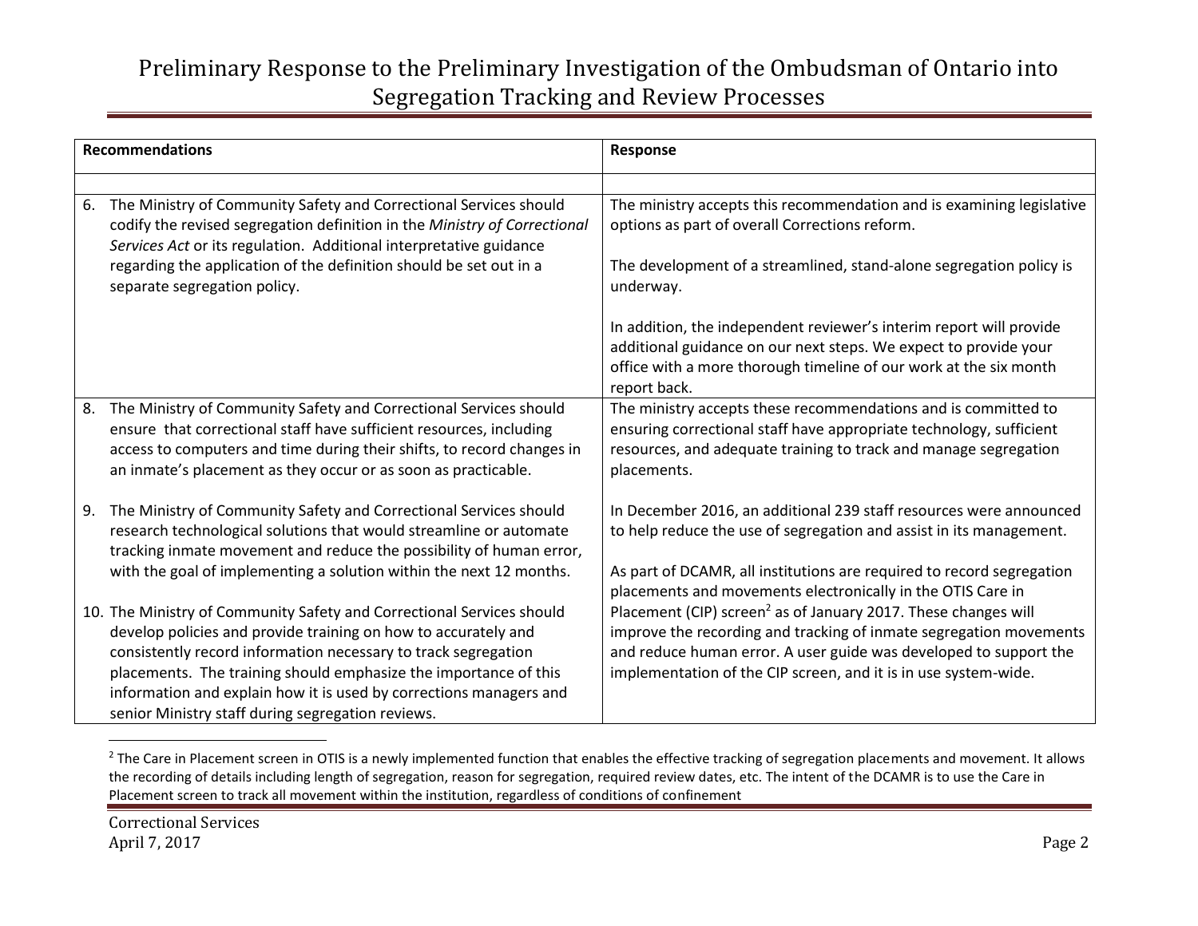| Recommendations | Response |
|---|---|
| | |
| 6. The Ministry of Community Safety and Correctional Services should codify the revised segregation definition in the *Ministry of Correctional Services Act* or its regulation. Additional interpretative guidance regarding the application of the definition should be set out in a separate segregation policy. | The ministry accepts this recommendation and is examining legislative options as part of overall Corrections reform.<br><br>The development of a streamlined, stand-alone segregation policy is underway.<br><br>In addition, the independent reviewer's interim report will provide additional guidance on our next steps. We expect to provide your office with a more thorough timeline of our work at the six month report back. |
| 8. The Ministry of Community Safety and Correctional Services should ensure that correctional staff have sufficient resources, including access to computers and time during their shifts, to record changes in an inmate's placement as they occur or as soon as practicable.<br><br>9. The Ministry of Community Safety and Correctional Services should research technological solutions that would streamline or automate tracking inmate movement and reduce the possibility of human error, with the goal of implementing a solution within the next 12 months.<br><br>10. The Ministry of Community Safety and Correctional Services should develop policies and provide training on how to accurately and consistently record information necessary to track segregation placements. The training should emphasize the importance of this information and explain how it is used by corrections managers and senior Ministry staff during segregation reviews. | The ministry accepts these recommendations and is committed to ensuring correctional staff have appropriate technology, sufficient resources, and adequate training to track and manage segregation placements.<br><br>In December 2016, an additional 239 staff resources were announced to help reduce the use of segregation and assist in its management.<br><br>As part of DCAMR, all institutions are required to record segregation placements and movements electronically in the OTIS Care in Placement (CIP) screen[2] as of January 2017. These changes will improve the recording and tracking of inmate segregation movements and reduce human error. A user guide was developed to support the implementation of the CIP screen, and it is in use system-wide. |

[2] The Care in Placement screen in OTIS is a newly implemented function that enables the effective tracking of segregation placements and movement. It allows the recording of details including length of segregation, reason for segregation, required review dates, etc. The intent of the DCAMR is to use the Care in Placement screen to track all movement within the institution, regardless of conditions of confinement

Correctional Services
April 7, 2017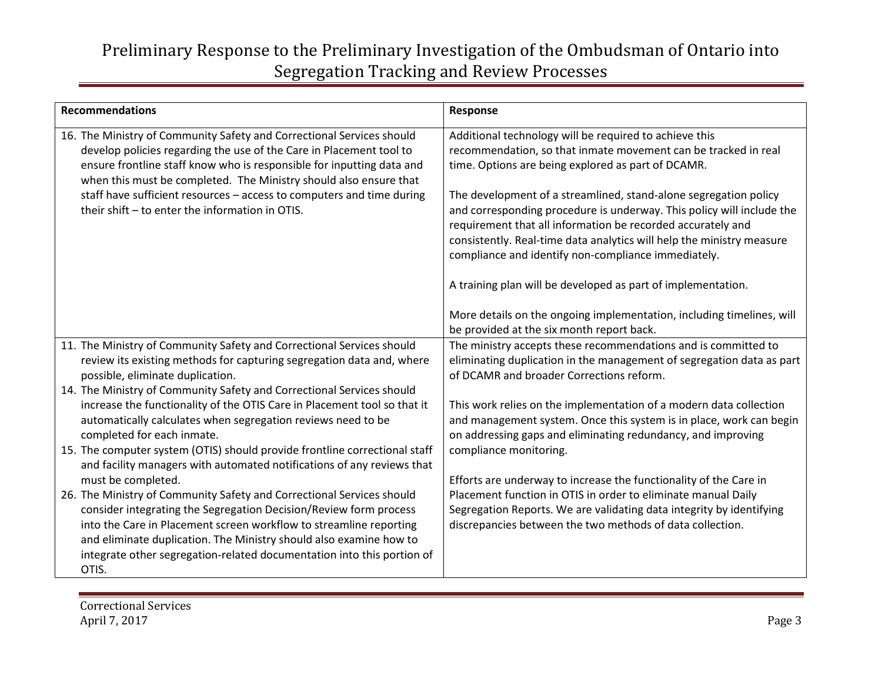| Recommendations | Response |
|---|---|
| 16. The Ministry of Community Safety and Correctional Services should develop policies regarding the use of the Care in Placement tool to ensure frontline staff know who is responsible for inputting data and when this must be completed. The Ministry should also ensure that staff have sufficient resources – access to computers and time during their shift – to enter the information in OTIS. | Additional technology will be required to achieve this recommendation, so that inmate movement can be tracked in real time. Options are being explored as part of DCAMR.<br><br>The development of a streamlined, stand-alone segregation policy and corresponding procedure is underway. This policy will include the requirement that all information be recorded accurately and consistently. Real-time data analytics will help the ministry measure compliance and identify non-compliance immediately.<br><br>A training plan will be developed as part of implementation.<br><br>More details on the ongoing implementation, including timelines, will be provided at the six month report back. |
| 11. The Ministry of Community Safety and Correctional Services should review its existing methods for capturing segregation data and, where possible, eliminate duplication.<br>14. The Ministry of Community Safety and Correctional Services should increase the functionality of the OTIS Care in Placement tool so that it automatically calculates when segregation reviews need to be completed for each inmate.<br>15. The computer system (OTIS) should provide frontline correctional staff and facility managers with automated notifications of any reviews that must be completed.<br>26. The Ministry of Community Safety and Correctional Services should consider integrating the Segregation Decision/Review form process into the Care in Placement screen workflow to streamline reporting and eliminate duplication. The Ministry should also examine how to integrate other segregation-related documentation into this portion of OTIS. | The ministry accepts these recommendations and is committed to eliminating duplication in the management of segregation data as part of DCAMR and broader Corrections reform.<br><br>This work relies on the implementation of a modern data collection and management system. Once this system is in place, work can begin on addressing gaps and eliminating redundancy, and improving compliance monitoring.<br><br>Efforts are underway to increase the functionality of the Care in Placement function in OTIS in order to eliminate manual Daily Segregation Reports. We are validating data integrity by identifying discrepancies between the two methods of data collection. |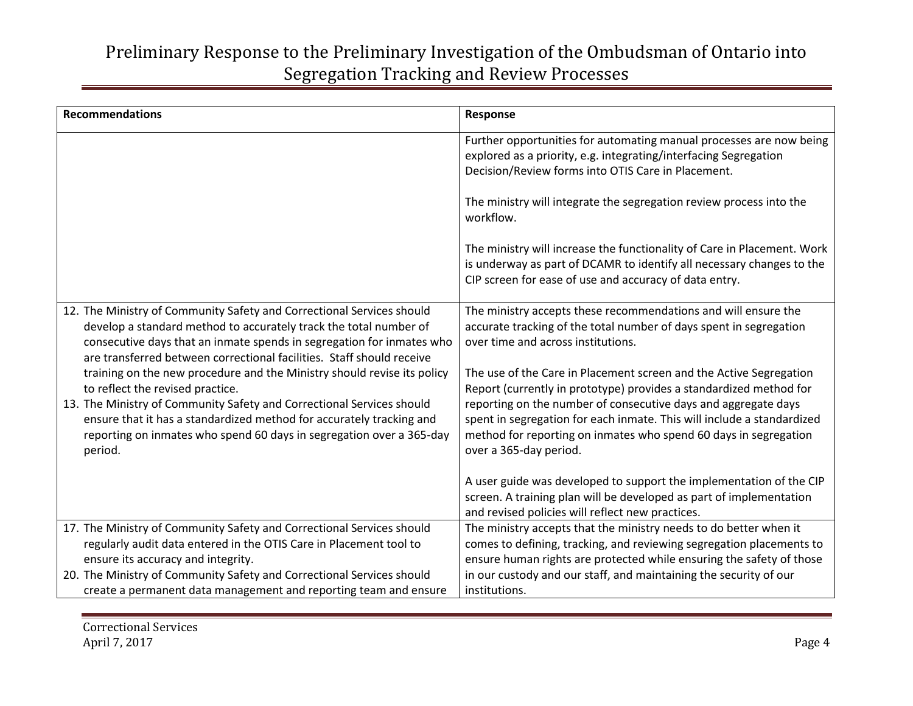| Recommendations | Response |
| --- | --- |
| | Further opportunities for automating manual processes are now being explored as a priority, e.g. integrating/interfacing Segregation Decision/Review forms into OTIS Care in Placement.<br><br>The ministry will integrate the segregation review process into the workflow.<br><br>The ministry will increase the functionality of Care in Placement. Work is underway as part of DCAMR to identify all necessary changes to the CIP screen for ease of use and accuracy of data entry. |
| 12. The Ministry of Community Safety and Correctional Services should develop a standard method to accurately track the total number of consecutive days that an inmate spends in segregation for inmates who are transferred between correctional facilities. Staff should receive training on the new procedure and the Ministry should revise its policy to reflect the revised practice.<br>13. The Ministry of Community Safety and Correctional Services should ensure that it has a standardized method for accurately tracking and reporting on inmates who spend 60 days in segregation over a 365-day period. | The ministry accepts these recommendations and will ensure the accurate tracking of the total number of days spent in segregation over time and across institutions.<br><br>The use of the Care in Placement screen and the Active Segregation Report (currently in prototype) provides a standardized method for reporting on the number of consecutive days and aggregate days spent in segregation for each inmate. This will include a standardized method for reporting on inmates who spend 60 days in segregation over a 365-day period.<br><br>A user guide was developed to support the implementation of the CIP screen. A training plan will be developed as part of implementation and revised policies will reflect new practices. |
| 17. The Ministry of Community Safety and Correctional Services should regularly audit data entered in the OTIS Care in Placement tool to ensure its accuracy and integrity.<br>20. The Ministry of Community Safety and Correctional Services should create a permanent data management and reporting team and ensure | The ministry accepts that the ministry needs to do better when it comes to defining, tracking, and reviewing segregation placements to ensure human rights are protected while ensuring the safety of those in our custody and our staff, and maintaining the security of our institutions. |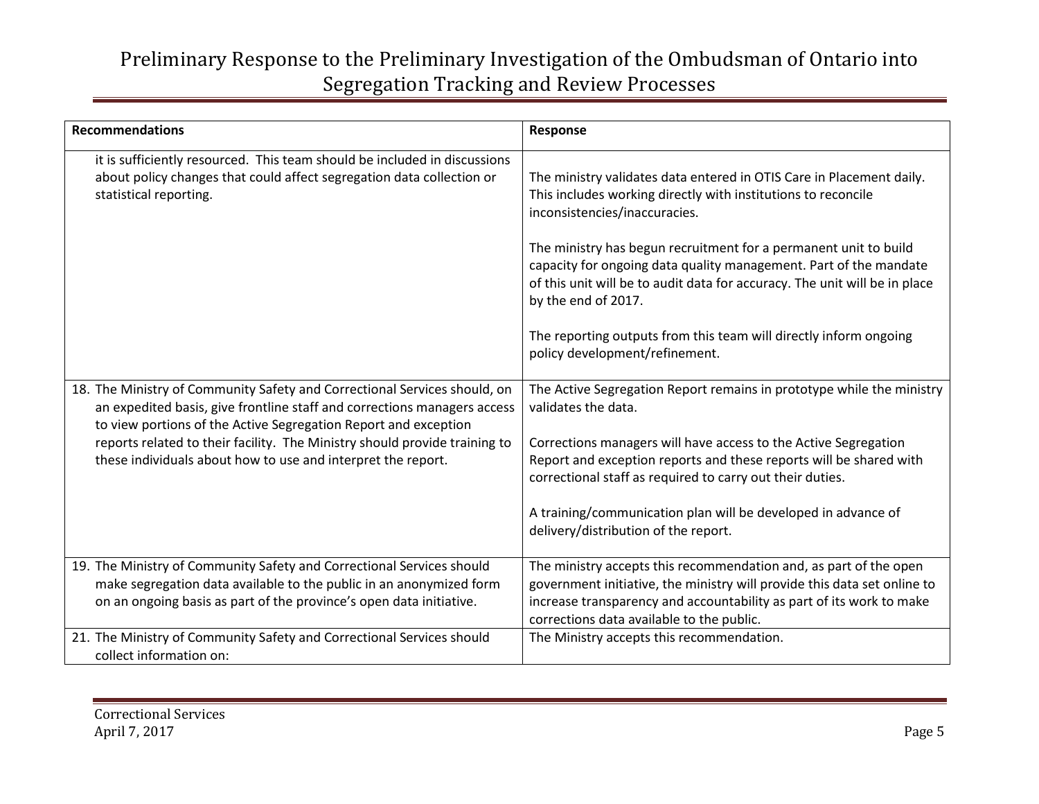| Recommendations | Response |
|---|---|
| it is sufficiently resourced. This team should be included in discussions about policy changes that could affect segregation data collection or statistical reporting. | The ministry validates data entered in OTIS Care in Placement daily. This includes working directly with institutions to reconcile inconsistencies/inaccuracies.<br><br>The ministry has begun recruitment for a permanent unit to build capacity for ongoing data quality management. Part of the mandate of this unit will be to audit data for accuracy. The unit will be in place by the end of 2017.<br><br>The reporting outputs from this team will directly inform ongoing policy development/refinement. |
| 18. The Ministry of Community Safety and Correctional Services should, on an expedited basis, give frontline staff and corrections managers access to view portions of the Active Segregation Report and exception reports related to their facility. The Ministry should provide training to these individuals about how to use and interpret the report. | The Active Segregation Report remains in prototype while the ministry validates the data.<br><br>Corrections managers will have access to the Active Segregation Report and exception reports and these reports will be shared with correctional staff as required to carry out their duties.<br><br>A training/communication plan will be developed in advance of delivery/distribution of the report. |
| 19. The Ministry of Community Safety and Correctional Services should make segregation data available to the public in an anonymized form on an ongoing basis as part of the province's open data initiative. | The ministry accepts this recommendation and, as part of the open government initiative, the ministry will provide this data set online to increase transparency and accountability as part of its work to make corrections data available to the public. |
| 21. The Ministry of Community Safety and Correctional Services should collect information on: | The Ministry accepts this recommendation. |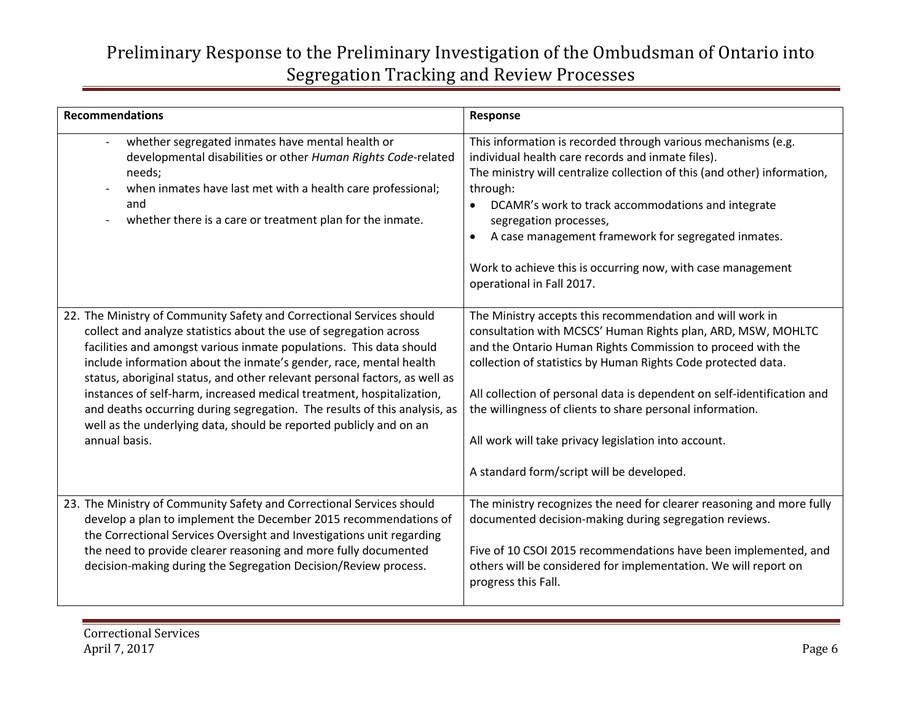| Recommendations | Response |
|---|---|
| - whether segregated inmates have mental health or developmental disabilities or other *Human Rights Code*-related needs;<br>- when inmates have last met with a health care professional; and<br>- whether there is a care or treatment plan for the inmate. | This information is recorded through various mechanisms (e.g. individual health care records and inmate files).<br>The ministry will centralize collection of this (and other) information, through:<br>• DCAMR's work to track accommodations and integrate segregation processes,<br>• A case management framework for segregated inmates.<br><br>Work to achieve this is occurring now, with case management operational in Fall 2017. |
| 22. The Ministry of Community Safety and Correctional Services should collect and analyze statistics about the use of segregation across facilities and amongst various inmate populations. This data should include information about the inmate's gender, race, mental health status, aboriginal status, and other relevant personal factors, as well as instances of self-harm, increased medical treatment, hospitalization, and deaths occurring during segregation. The results of this analysis, as well as the underlying data, should be reported publicly and on an annual basis. | The Ministry accepts this recommendation and will work in consultation with MCSCS' Human Rights plan, ARD, MSW, MOHLTC and the Ontario Human Rights Commission to proceed with the collection of statistics by Human Rights Code protected data.<br><br>All collection of personal data is dependent on self-identification and the willingness of clients to share personal information.<br><br>All work will take privacy legislation into account.<br><br>A standard form/script will be developed. |
| 23. The Ministry of Community Safety and Correctional Services should develop a plan to implement the December 2015 recommendations of the Correctional Services Oversight and Investigations unit regarding the need to provide clearer reasoning and more fully documented decision-making during the Segregation Decision/Review process. | The ministry recognizes the need for clearer reasoning and more fully documented decision-making during segregation reviews.<br><br>Five of 10 CSOI 2015 recommendations have been implemented, and others will be considered for implementation. We will report on progress this Fall. |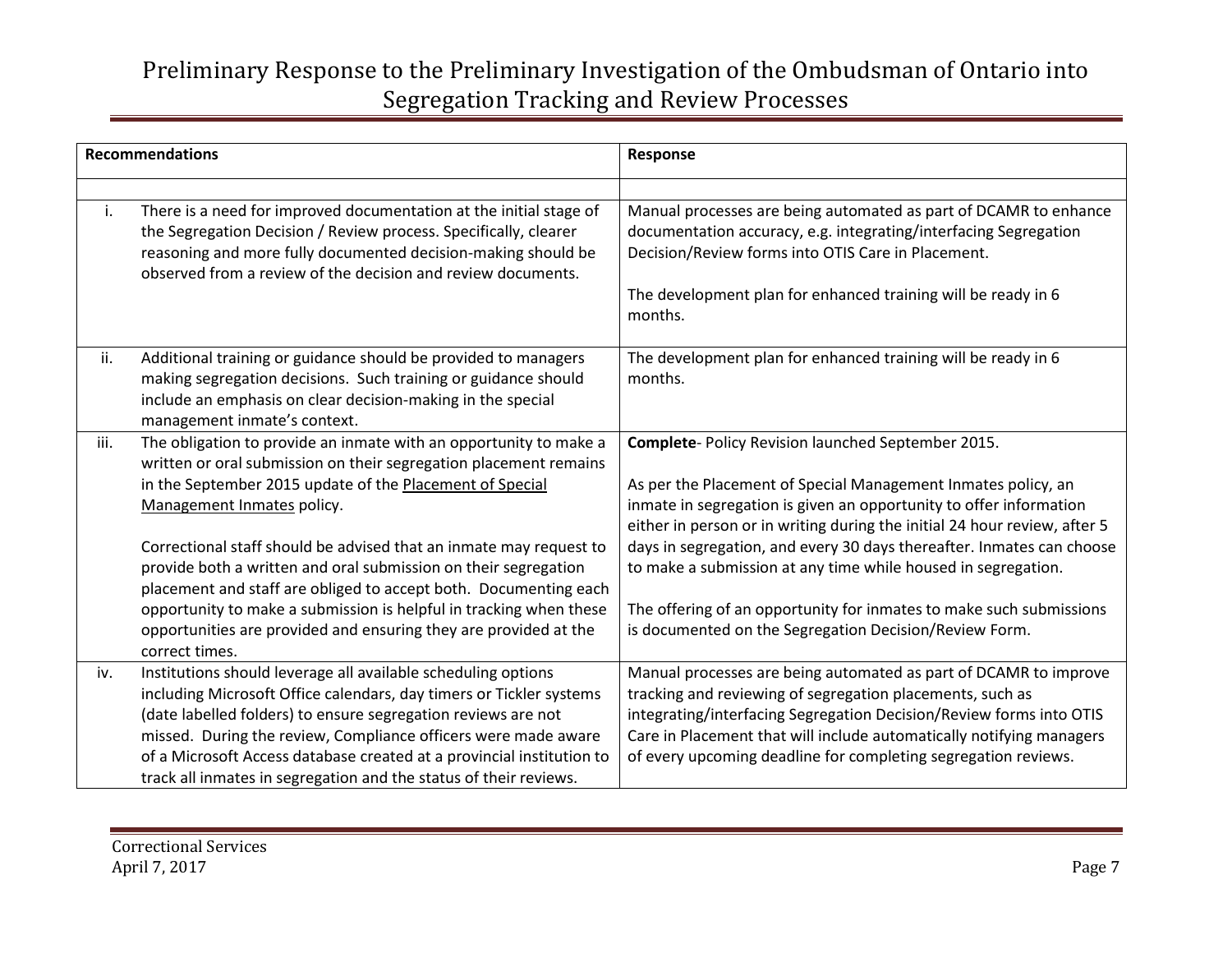| Recommendations | Response |
| --- | --- |
| | |
| i. There is a need for improved documentation at the initial stage of the Segregation Decision / Review process. Specifically, clearer reasoning and more fully documented decision-making should be observed from a review of the decision and review documents. | Manual processes are being automated as part of DCAMR to enhance documentation accuracy, e.g. integrating/interfacing Segregation Decision/Review forms into OTIS Care in Placement.<br><br>The development plan for enhanced training will be ready in 6 months. |
| ii. Additional training or guidance should be provided to managers making segregation decisions. Such training or guidance should include an emphasis on clear decision-making in the special management inmate's context. | The development plan for enhanced training will be ready in 6 months. |
| iii. The obligation to provide an inmate with an opportunity to make a written or oral submission on their segregation placement remains in the September 2015 update of the Placement of Special Management Inmates policy.<br><br>Correctional staff should be advised that an inmate may request to provide both a written and oral submission on their segregation placement and staff are obliged to accept both. Documenting each opportunity to make a submission is helpful in tracking when these opportunities are provided and ensuring they are provided at the correct times. | **Complete**- Policy Revision launched September 2015.<br><br>As per the Placement of Special Management Inmates policy, an inmate in segregation is given an opportunity to offer information either in person or in writing during the initial 24 hour review, after 5 days in segregation, and every 30 days thereafter. Inmates can choose to make a submission at any time while housed in segregation.<br><br>The offering of an opportunity for inmates to make such submissions is documented on the Segregation Decision/Review Form. |
| iv. Institutions should leverage all available scheduling options including Microsoft Office calendars, day timers or Tickler systems (date labelled folders) to ensure segregation reviews are not missed. During the review, Compliance officers were made aware of a Microsoft Access database created at a provincial institution to track all inmates in segregation and the status of their reviews. | Manual processes are being automated as part of DCAMR to improve tracking and reviewing of segregation placements, such as integrating/interfacing Segregation Decision/Review forms into OTIS Care in Placement that will include automatically notifying managers of every upcoming deadline for completing segregation reviews. |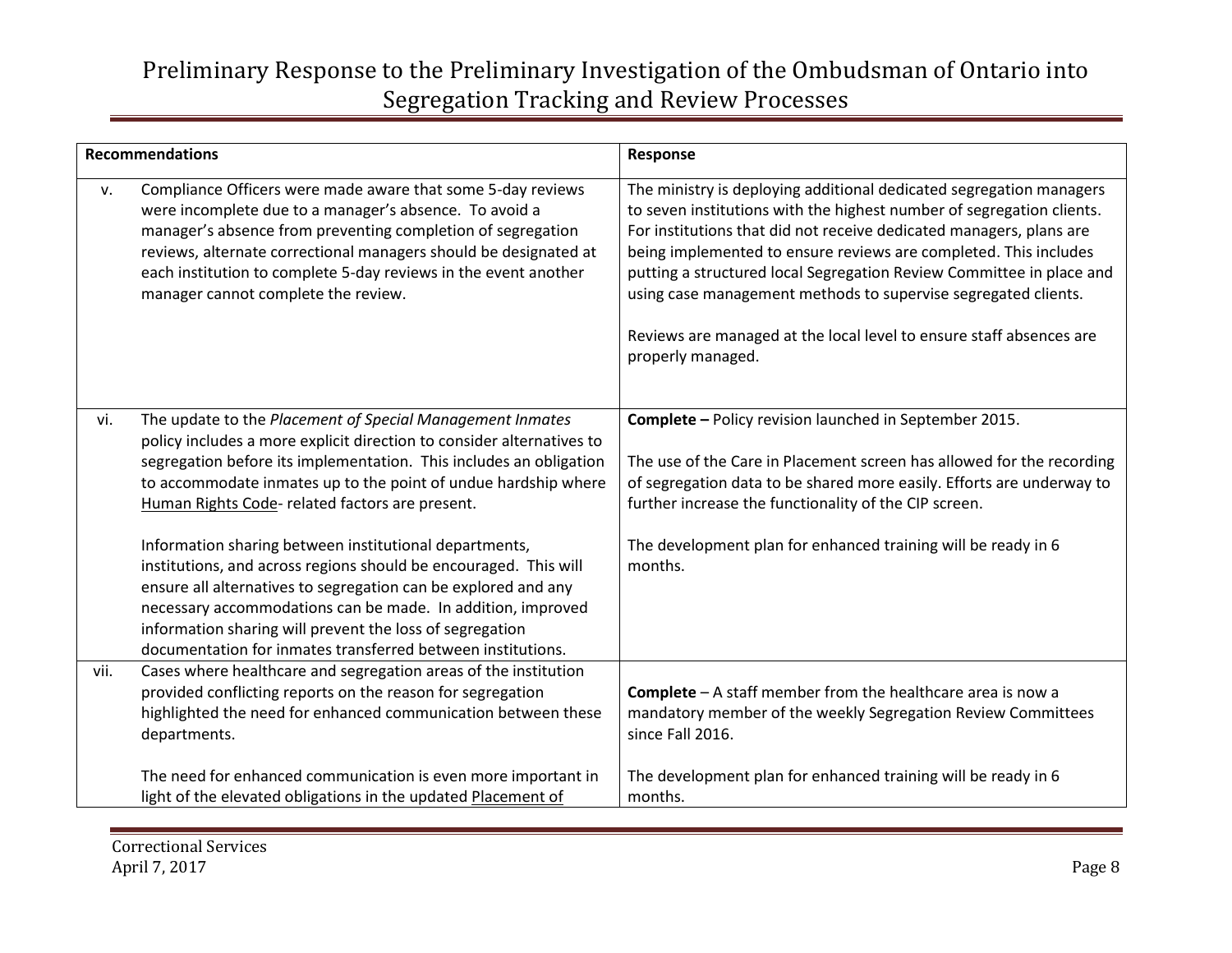| Recommendations | | Response |
|---|---|---|
| v. | Compliance Officers were made aware that some 5-day reviews were incomplete due to a manager's absence. To avoid a manager's absence from preventing completion of segregation reviews, alternate correctional managers should be designated at each institution to complete 5-day reviews in the event another manager cannot complete the review. | The ministry is deploying additional dedicated segregation managers to seven institutions with the highest number of segregation clients. For institutions that did not receive dedicated managers, plans are being implemented to ensure reviews are completed. This includes putting a structured local Segregation Review Committee in place and using case management methods to supervise segregated clients.<br><br>Reviews are managed at the local level to ensure staff absences are properly managed. |
| vi. | The update to the *Placement of Special Management Inmates* policy includes a more explicit direction to consider alternatives to segregation before its implementation. This includes an obligation to accommodate inmates up to the point of undue hardship where Human Rights Code- related factors are present.<br><br>Information sharing between institutional departments, institutions, and across regions should be encouraged. This will ensure all alternatives to segregation can be explored and any necessary accommodations can be made. In addition, improved information sharing will prevent the loss of segregation documentation for inmates transferred between institutions. | **Complete –** Policy revision launched in September 2015.<br><br>The use of the Care in Placement screen has allowed for the recording of segregation data to be shared more easily. Efforts are underway to further increase the functionality of the CIP screen.<br><br>The development plan for enhanced training will be ready in 6 months. |
| vii. | Cases where healthcare and segregation areas of the institution provided conflicting reports on the reason for segregation highlighted the need for enhanced communication between these departments.<br><br>The need for enhanced communication is even more important in light of the elevated obligations in the updated Placement of | **Complete** – A staff member from the healthcare area is now a mandatory member of the weekly Segregation Review Committees since Fall 2016.<br><br>The development plan for enhanced training will be ready in 6 months. |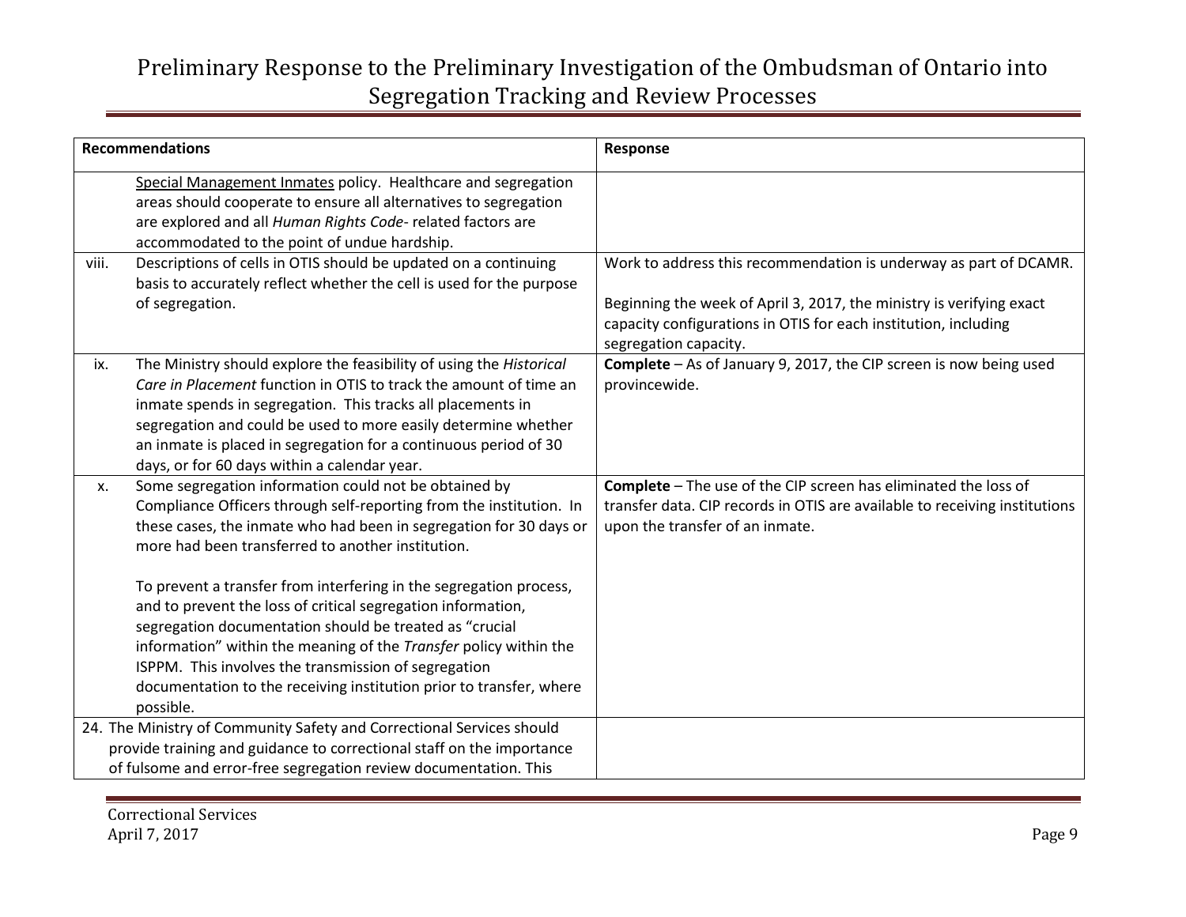| Recommendations | Response |
| --- | --- |
| Special Management Inmates policy. Healthcare and segregation areas should cooperate to ensure all alternatives to segregation are explored and all *Human Rights Code*- related factors are accommodated to the point of undue hardship. | |
| viii. Descriptions of cells in OTIS should be updated on a continuing basis to accurately reflect whether the cell is used for the purpose of segregation. | Work to address this recommendation is underway as part of DCAMR.<br><br>Beginning the week of April 3, 2017, the ministry is verifying exact capacity configurations in OTIS for each institution, including segregation capacity. |
| ix. The Ministry should explore the feasibility of using the *Historical Care in Placement* function in OTIS to track the amount of time an inmate spends in segregation. This tracks all placements in segregation and could be used to more easily determine whether an inmate is placed in segregation for a continuous period of 30 days, or for 60 days within a calendar year. | **Complete** – As of January 9, 2017, the CIP screen is now being used provincewide. |
| x. Some segregation information could not be obtained by Compliance Officers through self-reporting from the institution. In these cases, the inmate who had been in segregation for 30 days or more had been transferred to another institution.<br><br>To prevent a transfer from interfering in the segregation process, and to prevent the loss of critical segregation information, segregation documentation should be treated as "crucial information" within the meaning of the *Transfer* policy within the ISPPM. This involves the transmission of segregation documentation to the receiving institution prior to transfer, where possible. | **Complete** – The use of the CIP screen has eliminated the loss of transfer data. CIP records in OTIS are available to receiving institutions upon the transfer of an inmate. |
| 24. The Ministry of Community Safety and Correctional Services should provide training and guidance to correctional staff on the importance of fulsome and error-free segregation review documentation. This | |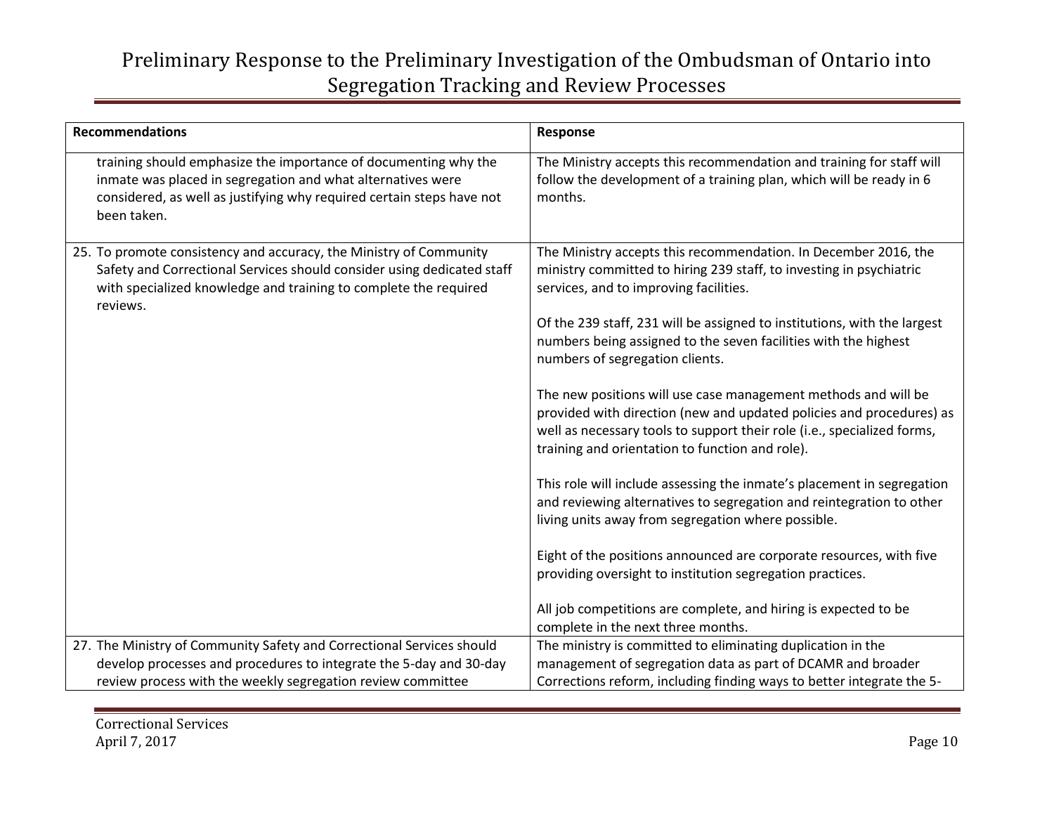| Recommendations | Response |
|---|---|
| training should emphasize the importance of documenting why the inmate was placed in segregation and what alternatives were considered, as well as justifying why required certain steps have not been taken. | The Ministry accepts this recommendation and training for staff will follow the development of a training plan, which will be ready in 6 months. |
| 25. To promote consistency and accuracy, the Ministry of Community Safety and Correctional Services should consider using dedicated staff with specialized knowledge and training to complete the required reviews. | The Ministry accepts this recommendation. In December 2016, the ministry committed to hiring 239 staff, to investing in psychiatric services, and to improving facilities.<br><br>Of the 239 staff, 231 will be assigned to institutions, with the largest numbers being assigned to the seven facilities with the highest numbers of segregation clients.<br><br>The new positions will use case management methods and will be provided with direction (new and updated policies and procedures) as well as necessary tools to support their role (i.e., specialized forms, training and orientation to function and role).<br><br>This role will include assessing the inmate's placement in segregation and reviewing alternatives to segregation and reintegration to other living units away from segregation where possible.<br><br>Eight of the positions announced are corporate resources, with five providing oversight to institution segregation practices.<br><br>All job competitions are complete, and hiring is expected to be complete in the next three months. |
| 27. The Ministry of Community Safety and Correctional Services should develop processes and procedures to integrate the 5-day and 30-day review process with the weekly segregation review committee | The ministry is committed to eliminating duplication in the management of segregation data as part of DCAMR and broader Corrections reform, including finding ways to better integrate the 5- |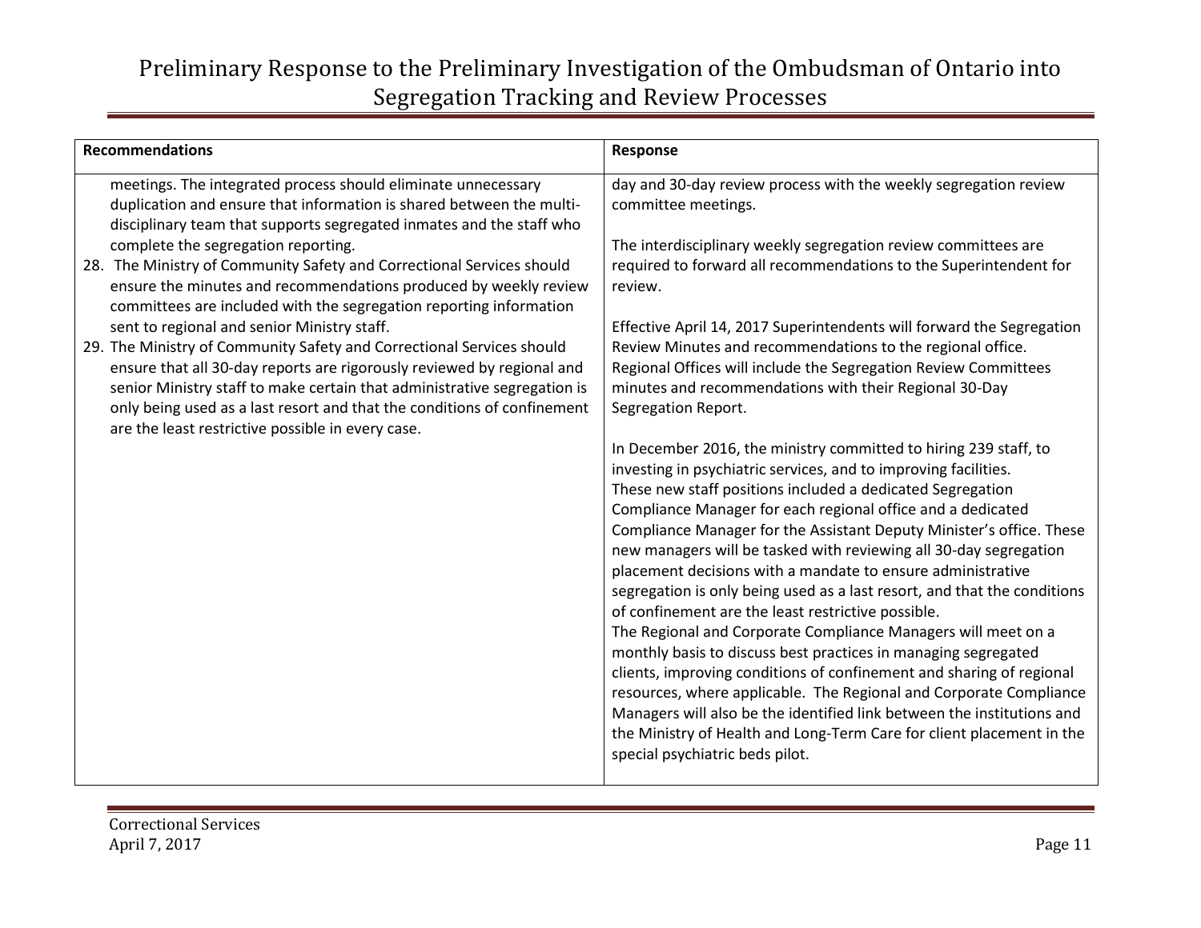| Recommendations | Response |
|---|---|
| meetings. The integrated process should eliminate unnecessary duplication and ensure that information is shared between the multi-disciplinary team that supports segregated inmates and the staff who complete the segregation reporting.<br>28. The Ministry of Community Safety and Correctional Services should ensure the minutes and recommendations produced by weekly review committees are included with the segregation reporting information sent to regional and senior Ministry staff.<br>29. The Ministry of Community Safety and Correctional Services should ensure that all 30-day reports are rigorously reviewed by regional and senior Ministry staff to make certain that administrative segregation is only being used as a last resort and that the conditions of confinement are the least restrictive possible in every case. | day and 30-day review process with the weekly segregation review committee meetings.<br><br>The interdisciplinary weekly segregation review committees are required to forward all recommendations to the Superintendent for review.<br><br>Effective April 14, 2017 Superintendents will forward the Segregation Review Minutes and recommendations to the regional office. Regional Offices will include the Segregation Review Committees minutes and recommendations with their Regional 30-Day Segregation Report.<br><br>In December 2016, the ministry committed to hiring 239 staff, to investing in psychiatric services, and to improving facilities. These new staff positions included a dedicated Segregation Compliance Manager for each regional office and a dedicated Compliance Manager for the Assistant Deputy Minister's office. These new managers will be tasked with reviewing all 30-day segregation placement decisions with a mandate to ensure administrative segregation is only being used as a last resort, and that the conditions of confinement are the least restrictive possible.<br>The Regional and Corporate Compliance Managers will meet on a monthly basis to discuss best practices in managing segregated clients, improving conditions of confinement and sharing of regional resources, where applicable. The Regional and Corporate Compliance Managers will also be the identified link between the institutions and the Ministry of Health and Long-Term Care for client placement in the special psychiatric beds pilot. |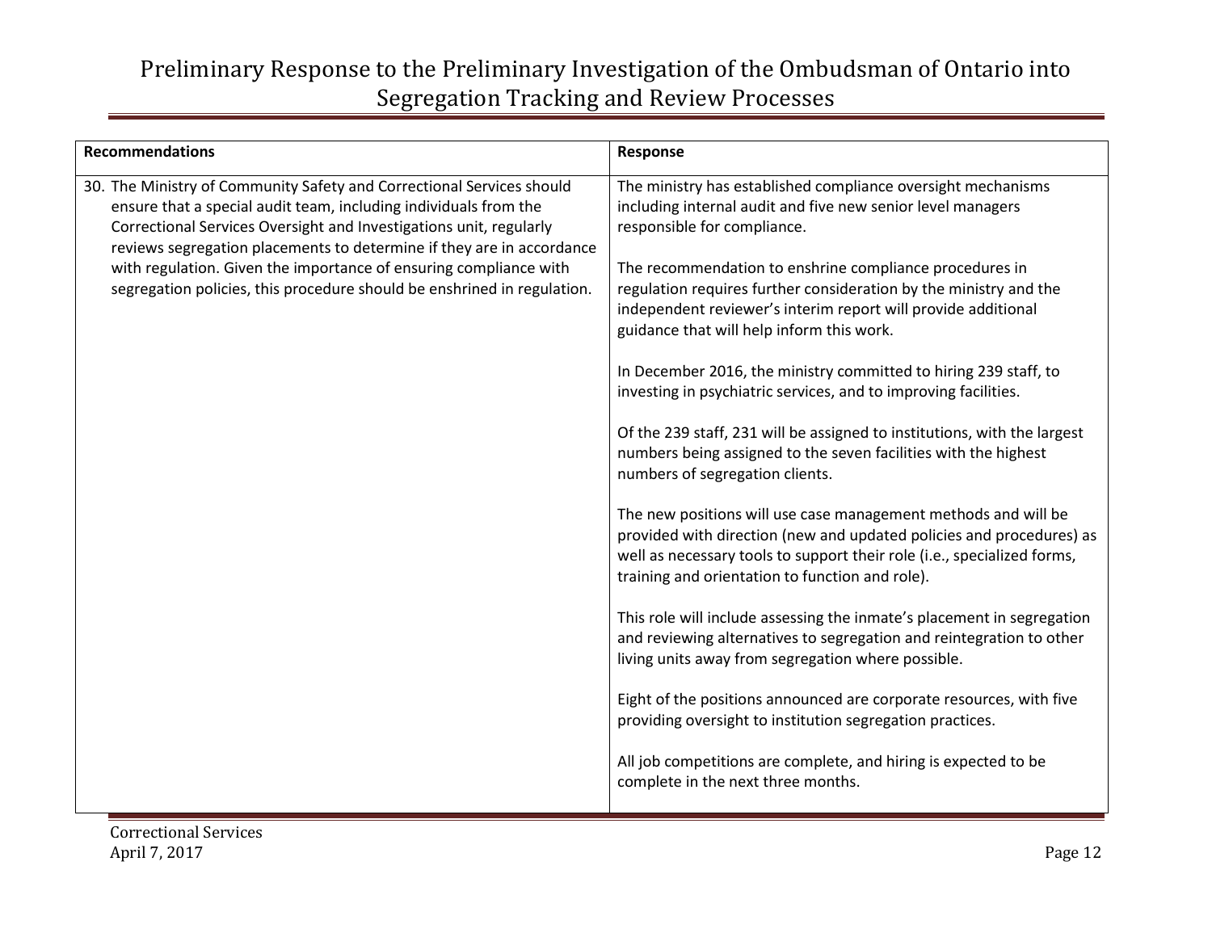| Recommendations | Response |
| --- | --- |
| 30. The Ministry of Community Safety and Correctional Services should ensure that a special audit team, including individuals from the Correctional Services Oversight and Investigations unit, regularly reviews segregation placements to determine if they are in accordance with regulation. Given the importance of ensuring compliance with segregation policies, this procedure should be enshrined in regulation. | The ministry has established compliance oversight mechanisms including internal audit and five new senior level managers responsible for compliance.<br><br>The recommendation to enshrine compliance procedures in regulation requires further consideration by the ministry and the independent reviewer's interim report will provide additional guidance that will help inform this work.<br><br>In December 2016, the ministry committed to hiring 239 staff, to investing in psychiatric services, and to improving facilities.<br><br>Of the 239 staff, 231 will be assigned to institutions, with the largest numbers being assigned to the seven facilities with the highest numbers of segregation clients.<br><br>The new positions will use case management methods and will be provided with direction (new and updated policies and procedures) as well as necessary tools to support their role (i.e., specialized forms, training and orientation to function and role).<br><br>This role will include assessing the inmate's placement in segregation and reviewing alternatives to segregation and reintegration to other living units away from segregation where possible.<br><br>Eight of the positions announced are corporate resources, with five providing oversight to institution segregation practices.<br><br>All job competitions are complete, and hiring is expected to be complete in the next three months. |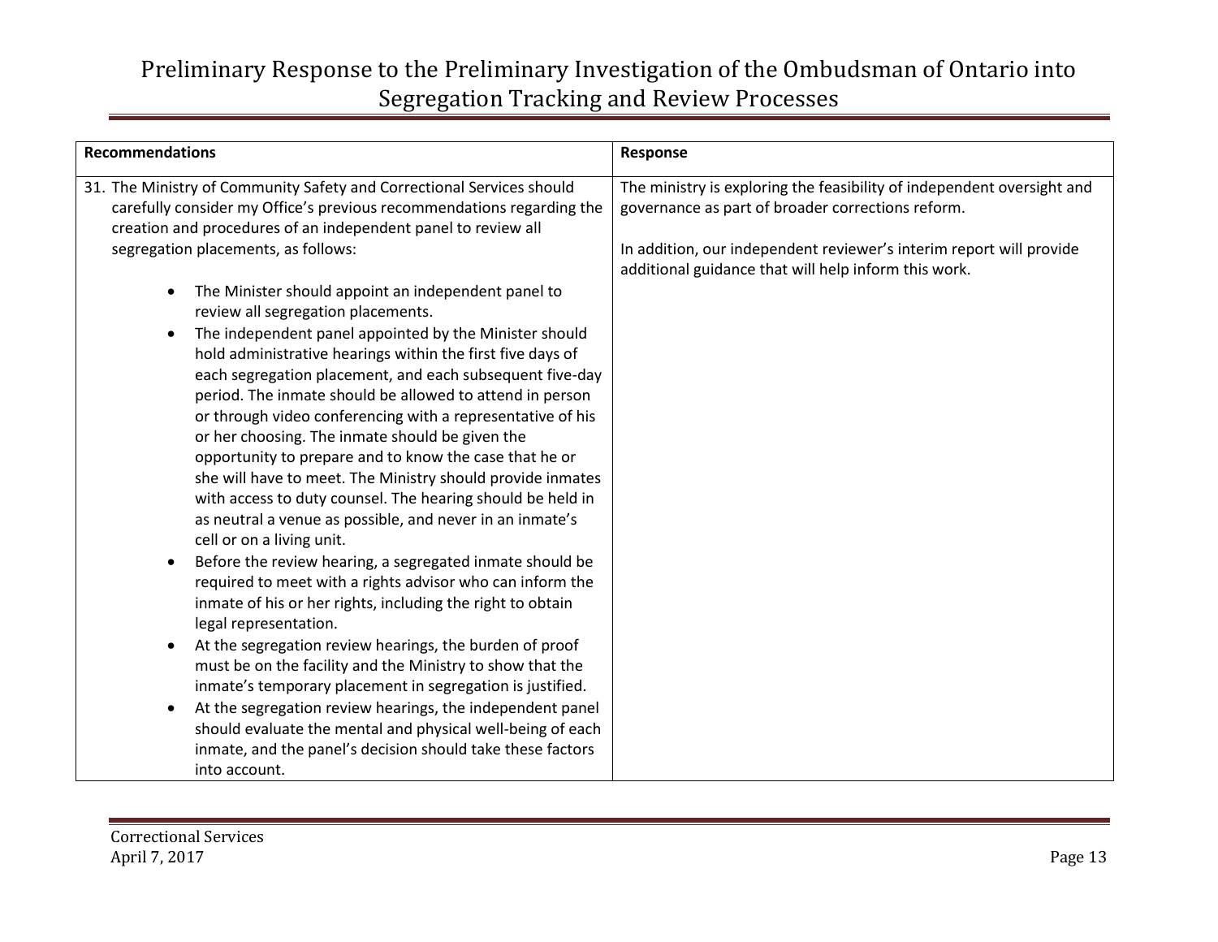| Recommendations | Response |
| --- | --- |
| 31. The Ministry of Community Safety and Correctional Services should carefully consider my Office's previous recommendations regarding the creation and procedures of an independent panel to review all segregation placements, as follows:<br><br>• The Minister should appoint an independent panel to review all segregation placements.<br>• The independent panel appointed by the Minister should hold administrative hearings within the first five days of each segregation placement, and each subsequent five-day period. The inmate should be allowed to attend in person or through video conferencing with a representative of his or her choosing. The inmate should be given the opportunity to prepare and to know the case that he or she will have to meet. The Ministry should provide inmates with access to duty counsel. The hearing should be held in as neutral a venue as possible, and never in an inmate's cell or on a living unit.<br>• Before the review hearing, a segregated inmate should be required to meet with a rights advisor who can inform the inmate of his or her rights, including the right to obtain legal representation.<br>• At the segregation review hearings, the burden of proof must be on the facility and the Ministry to show that the inmate's temporary placement in segregation is justified.<br>• At the segregation review hearings, the independent panel should evaluate the mental and physical well-being of each inmate, and the panel's decision should take these factors into account. | The ministry is exploring the feasibility of independent oversight and governance as part of broader corrections reform.<br><br>In addition, our independent reviewer's interim report will provide additional guidance that will help inform this work. |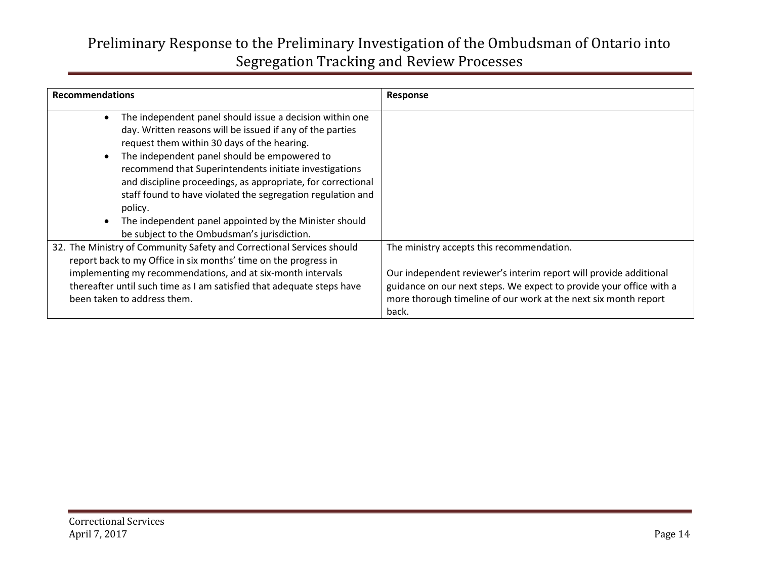| Recommendations | Response |
|---|---|
| • The independent panel should issue a decision within one day. Written reasons will be issued if any of the parties request them within 30 days of the hearing.<br>• The independent panel should be empowered to recommend that Superintendents initiate investigations and discipline proceedings, as appropriate, for correctional staff found to have violated the segregation regulation and policy.<br>• The independent panel appointed by the Minister should be subject to the Ombudsman's jurisdiction. | |
| 32. The Ministry of Community Safety and Correctional Services should report back to my Office in six months' time on the progress in implementing my recommendations, and at six-month intervals thereafter until such time as I am satisfied that adequate steps have been taken to address them. | The ministry accepts this recommendation.<br><br>Our independent reviewer's interim report will provide additional guidance on our next steps. We expect to provide your office with a more thorough timeline of our work at the next six month report back. |